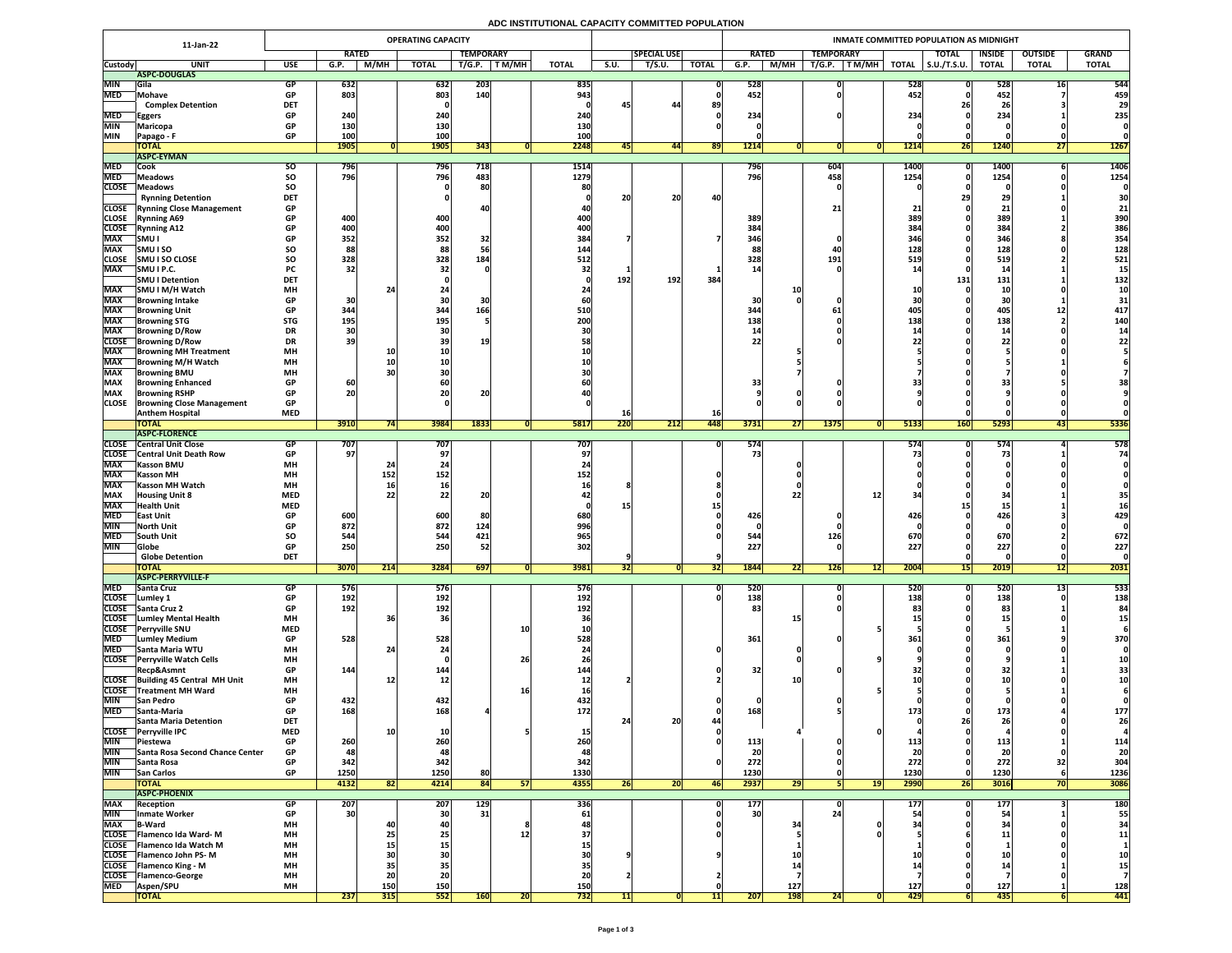# ADC INSTITUTIONAL CAPACITY COMMITTED POPULATION

| 11-Jan-22 | | | OPERATING CAPACITY | | | | | | | | | INMATE COMMITTED POPULATION AS MIDNIGHT | | | | | | | | |
|---|---|---|---|---|---|---|---|---|---|---|---|---|---|---|---|---|---|---|---|---|
| | | | RATED | | | TEMPORARY | | | | SPECIAL USE | | RATED | | TEMPORARY | | | TOTAL | INSIDE | OUTSIDE | GRAND |
| Custody | UNIT | USE | G.P. | M/MH | TOTAL | T/G.P. | T M/MH | TOTAL | S.U. | T/S.U. | TOTAL | G.P. | M/MH | T/G.P. | T M/MH | TOTAL | S.U./T.S.U. | TOTAL | TOTAL | TOTAL |
| | **ASPC-DOUGLAS** | | | | | | | | | | | | | | | | | | | |
| MIN | Gila | GP | 632 | | 632 | 203 | | 835 | | | 0 | 528 | | 0 | | 528 | 0 | 528 | 16 | 544 |
| MED | Mohave | GP | 803 | | 803 | 140 | | 943 | | | 0 | 452 | | 0 | | 452 | 0 | 452 | 7 | 459 |
| | Complex Detention | DET | | | 0 | | | 0 | 45 | 44 | 89 | | | | | | 26 | 26 | 3 | 29 |
| MED | Eggers | GP | 240 | | 240 | | | 240 | | | 0 | 234 | | 0 | | 234 | 0 | 234 | 1 | 235 |
| MIN | Maricopa | GP | 130 | | 130 | | | 130 | | | 0 | 0 | | | | 0 | 0 | 0 | 0 | 0 |
| MIN | Papago - F | GP | 100 | | 100 | | | 100 | | | | 0 | | | | 0 | 0 | 0 | 0 | 0 |
| | **TOTAL** | | 1905 | 0 | 1905 | 343 | 0 | 2248 | 45 | 44 | 89 | 1214 | 0 | 0 | 0 | 1214 | 26 | 1240 | 27 | 1267 |
| | **ASPC-EYMAN** | | | | | | | | | | | | | | | | | | | |
| MED | Cook | SO | 796 | | 796 | 718 | | 1514 | | | | 796 | | 604 | | 1400 | 0 | 1400 | 6 | 1406 |
| MED | Meadows | SO | 796 | | 796 | 483 | | 1279 | | | | 796 | | 458 | | 1254 | 0 | 1254 | 0 | 1254 |
| CLOSE | Meadows | SO | | | 0 | 80 | | 80 | | | | | | 0 | | 0 | 0 | 0 | 0 | 0 |
| | Rynning Detention | DET | | | 0 | | | 0 | 20 | 20 | 40 | | | | | | 29 | 29 | 1 | 30 |
| CLOSE | Rynning Close Management | GP | | | | 40 | | 40 | | | | | | 21 | | 21 | 0 | 21 | 0 | 21 |
| CLOSE | Rynning A69 | GP | 400 | | 400 | | | 400 | | | | 389 | | | | 389 | 0 | 389 | 1 | 390 |
| CLOSE | Rynning A12 | GP | 400 | | 400 | | | 400 | | | | 384 | | | | 384 | 0 | 384 | 2 | 386 |
| MAX | SMU I | GP | 352 | | 352 | 32 | | 384 | 7 | | 7 | 346 | | 0 | | 346 | 0 | 346 | 8 | 354 |
| MAX | SMU I SO | SO | 88 | | 88 | 56 | | 144 | | | | 88 | | 40 | | 128 | 0 | 128 | 0 | 128 |
| CLOSE | SMU I SO CLOSE | SO | 328 | | 328 | 184 | | 512 | | | | 328 | | 191 | | 519 | 0 | 519 | 2 | 521 |
| MAX | SMU I P.C. | PC | 32 | | 32 | 0 | | 32 | 1 | | 1 | 14 | | 0 | | 14 | 0 | 14 | 1 | 15 |
| | SMU I Detention | DET | | | 0 | | | 0 | 192 | 192 | 384 | | | | | | 131 | 131 | 1 | 132 |
| MAX | SMU I M/H Watch | MH | | 24 | 24 | | | 24 | | | | | 10 | | | 10 | 0 | 10 | 0 | 10 |
| MAX | Browning Intake | GP | 30 | | 30 | 30 | | 60 | | | | 30 | 0 | 0 | | 30 | 0 | 30 | 1 | 31 |
| MAX | Browning Unit | GP | 344 | | 344 | 166 | | 510 | | | | 344 | | 61 | | 405 | 0 | 405 | 12 | 417 |
| MAX | Browning STG | STG | 195 | | 195 | 5 | | 200 | | | | 138 | | 0 | | 138 | 0 | 138 | 2 | 140 |
| MAX | Browning D/Row | DR | 30 | | 30 | | | 30 | | | | 14 | | 0 | | 14 | 0 | 14 | 0 | 14 |
| CLOSE | Browning D/Row | DR | 39 | | 39 | 19 | | 58 | | | | 22 | | 0 | | 22 | 0 | 22 | 0 | 22 |
| MAX | Browning MH Treatment | MH | | 10 | 10 | | | 10 | | | | | 5 | | | 5 | 0 | 5 | 0 | 5 |
| MAX | Browning M/H Watch | MH | | 10 | 10 | | | 10 | | | | | 5 | | | 5 | 0 | 5 | 1 | 6 |
| MAX | Browning BMU | MH | | 30 | 30 | | | 30 | | | | | 7 | | | 7 | 0 | 7 | 0 | 7 |
| MAX | Browning Enhanced | GP | 60 | | 60 | | | 60 | | | | 33 | | 0 | | 33 | 0 | 33 | 5 | 38 |
| MAX | Browning RSHP | GP | 20 | | 20 | 20 | | 40 | | | | 9 | 0 | 0 | | 9 | 0 | 9 | 0 | 9 |
| CLOSE | Browning Close Management | GP | | | 0 | | | 0 | | | | 0 | 0 | 0 | | 0 | 0 | 0 | 0 | 0 |
| | Anthem Hospital | MED | | | | | | | 16 | | 16 | | | | | | 0 | 0 | 0 | 0 |
| | **TOTAL** | | 3910 | 74 | 3984 | 1833 | 0 | 5817 | 220 | 212 | 448 | 3731 | 27 | 1375 | 0 | 5133 | 160 | 5293 | 43 | 5336 |
| | **ASPC-FLORENCE** | | | | | | | | | | | | | | | | | | | |
| CLOSE | Central Unit Close | GP | 707 | | 707 | | | 707 | | | 0 | 574 | | | | 574 | 0 | 574 | 4 | 578 |
| CLOSE | Central Unit Death Row | GP | 97 | | 97 | | | 97 | | | | 73 | | | | 73 | 0 | 73 | 1 | 74 |
| MAX | Kasson BMU | MH | | 24 | 24 | | | 24 | | | | | 0 | | | 0 | 0 | 0 | 0 | 0 |
| MAX | Kasson MH | MH | | 152 | 152 | | | 152 | | | 0 | | 0 | | | 0 | 0 | 0 | 0 | 0 |
| MAX | Kasson MH Watch | MH | | 16 | 16 | | | 16 | 8 | | 8 | | 0 | | | 0 | 0 | 0 | 0 | 0 |
| MAX | Housing Unit 8 | MED | | 22 | 22 | 20 | | 42 | | | 0 | | 22 | | 12 | 34 | 0 | 34 | 1 | 35 |
| MAX | Health Unit | MED | | | | | | 0 | 15 | | 15 | | | | | | 15 | 15 | 1 | 16 |
| MED | East Unit | GP | 600 | | 600 | 80 | | 680 | | | 0 | 426 | | 0 | | 426 | 0 | 426 | 3 | 429 |
| MIN | North Unit | GP | 872 | | 872 | 124 | | 996 | | | 0 | 0 | | 0 | | 0 | 0 | 0 | 0 | 0 |
| MED | South Unit | SO | 544 | | 544 | 421 | | 965 | | | 0 | 544 | | 126 | | 670 | 0 | 670 | 2 | 672 |
| MIN | Globe | GP | 250 | | 250 | 52 | | 302 | | | | 227 | | 0 | | 227 | 0 | 227 | 0 | 227 |
| | Globe Detention | DET | | | | | | | 9 | | 9 | | | | | | 0 | 0 | 0 | 0 |
| | **TOTAL** | | 3070 | 214 | 3284 | 697 | 0 | 3981 | 32 | 0 | 32 | 1844 | 22 | 126 | 12 | 2004 | 15 | 2019 | 12 | 2031 |
| | **ASPC-PERRYVILLE-F** | | | | | | | | | | | | | | | | | | | |
| MED | Santa Cruz | GP | 576 | | 576 | | | 576 | | | 0 | 520 | | 0 | | 520 | 0 | 520 | 13 | 533 |
| CLOSE | Lumley 1 | GP | 192 | | 192 | | | 192 | | | 0 | 138 | | 0 | | 138 | 0 | 138 | 0 | 138 |
| CLOSE | Santa Cruz 2 | GP | 192 | | 192 | | | 192 | | | | 83 | | 0 | | 83 | 0 | 83 | 1 | 84 |
| CLOSE | Lumley Mental Health | MH | | 36 | 36 | | | 36 | | | | | 15 | | | 15 | 0 | 15 | 0 | 15 |
| CLOSE | Perryville SNU | MED | | | | | 10 | 10 | | | | | | | 5 | 5 | 0 | 5 | 1 | 6 |
| MED | Lumley Medium | GP | 528 | | 528 | | | 528 | | | | 361 | | 0 | | 361 | 0 | 361 | 9 | 370 |
| MED | Santa Maria WTU | MH | | 24 | 24 | | | 24 | | | 0 | | 0 | | | 0 | 0 | 0 | 0 | 0 |
| CLOSE | Perryville Watch Cells | MH | | | 0 | | 26 | 26 | | | | | 0 | | 9 | 9 | 0 | 9 | 1 | 10 |
| | Recp&Asmnt | GP | 144 | | 144 | | | 144 | | | 0 | 32 | | 0 | | 32 | 0 | 32 | 1 | 33 |
| CLOSE | Building 45 Central MH Unit | MH | | 12 | 12 | | | 12 | 2 | | 2 | | 10 | | | 10 | 0 | 10 | 0 | 10 |
| CLOSE | Treatment MH Ward | MH | | | | | 16 | 16 | | | | | | | 5 | 5 | 0 | 5 | 1 | 6 |
| MIN | San Pedro | GP | 432 | | 432 | | | 432 | | | 0 | 0 | | 0 | | 0 | 0 | 0 | 0 | 0 |
| MED | Santa-Maria | GP | 168 | | 168 | 4 | | 172 | | | 0 | 168 | | 5 | | 173 | 0 | 173 | 4 | 177 |
| | Santa Maria Detention | DET | | | | | | | 24 | 20 | 44 | | | | | 0 | 26 | 26 | 0 | 26 |
| CLOSE | Perryville IPC | MED | | 10 | 10 | | 5 | 15 | | | 0 | | 4 | | 0 | 4 | 0 | 4 | 0 | 4 |
| MIN | Piestewa | GP | 260 | | 260 | | | 260 | | | 0 | 113 | | 0 | | 113 | 0 | 113 | 1 | 114 |
| MIN | Santa Rosa Second Chance Center | GP | 48 | | 48 | | | 48 | | | | 20 | | 0 | | 20 | 0 | 20 | 0 | 20 |
| MIN | Santa Rosa | GP | 342 | | 342 | | | 342 | | | 0 | 272 | | 0 | | 272 | 0 | 272 | 32 | 304 |
| MIN | San Carlos | GP | 1250 | | 1250 | 80 | | 1330 | | | | 1230 | | 0 | | 1230 | 0 | 1230 | 6 | 1236 |
| | **TOTAL** | | 4132 | 82 | 4214 | 84 | 57 | 4355 | 26 | 20 | 46 | 2937 | 29 | 5 | 19 | 2990 | 26 | 3016 | 70 | 3086 |
| | **ASPC-PHOENIX** | | | | | | | | | | | | | | | | | | | |
| MAX | Reception | GP | 207 | | 207 | 129 | | 336 | | | 0 | 177 | | 0 | | 177 | 0 | 177 | 3 | 180 |
| MIN | Inmate Worker | GP | 30 | | 30 | 31 | | 61 | | | 0 | 30 | | 24 | | 54 | 0 | 54 | 1 | 55 |
| MAX | B-Ward | MH | | 40 | 40 | | 8 | 48 | | | 0 | | 34 | | 0 | 34 | 0 | 34 | 0 | 34 |
| CLOSE | Flamenco Ida Ward- M | MH | | 25 | 25 | | 12 | 37 | | | 0 | | 5 | | 0 | 5 | 6 | 11 | 0 | 11 |
| CLOSE | Flamenco Ida Watch M | MH | | 15 | 15 | | | 15 | | | | | 1 | | | 1 | 0 | 1 | 0 | 1 |
| CLOSE | Flamenco John PS- M | MH | | 30 | 30 | | | 30 | 9 | | 9 | | 10 | | | 10 | 0 | 10 | 0 | 10 |
| CLOSE | Flamenco King - M | MH | | 35 | 35 | | | 35 | | | | | 14 | | | 14 | 0 | 14 | 1 | 15 |
| CLOSE | Flamenco-George | MH | | 20 | 20 | | | 20 | 2 | | 2 | | 7 | | | 7 | 0 | 7 | 0 | 7 |
| MED | Aspen/SPU | MH | | 150 | 150 | | | 150 | | | 0 | | 127 | | | 127 | 0 | 127 | 1 | 128 |
| | **TOTAL** | | 237 | 315 | 552 | 160 | 20 | 732 | 11 | 0 | 11 | 207 | 198 | 24 | 0 | 429 | 6 | 435 | 6 | 441 |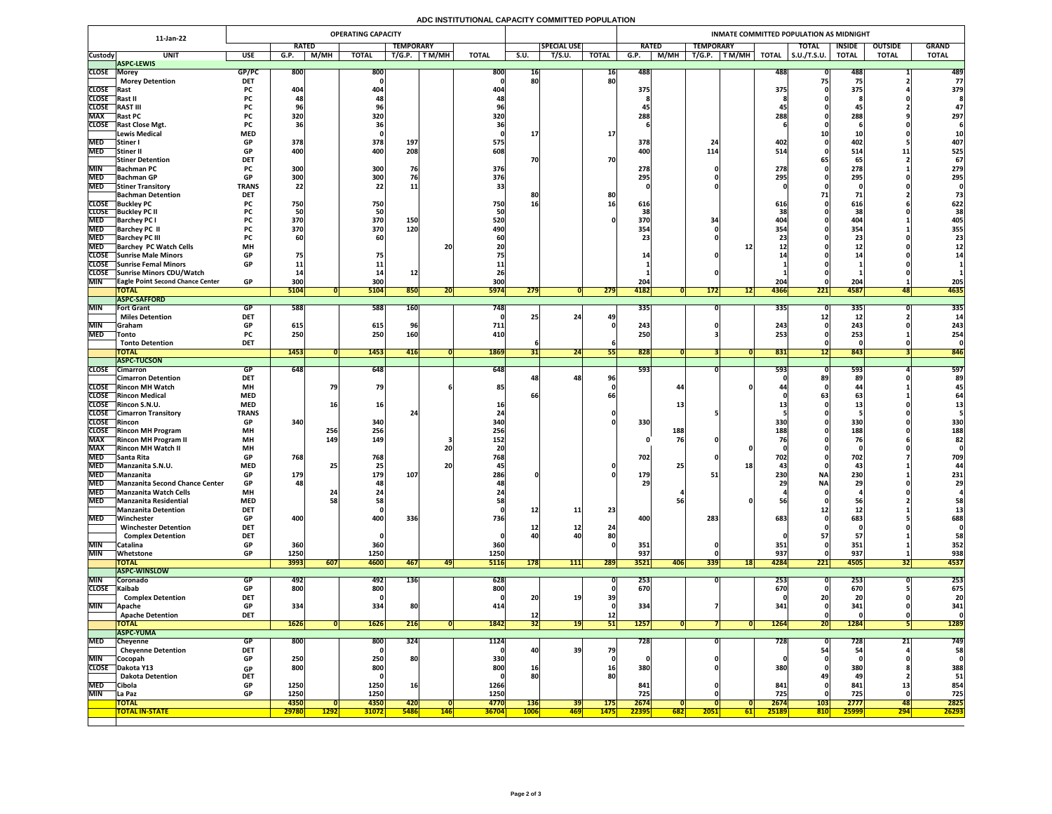# ADC INSTITUTIONAL CAPACITY COMMITTED POPULATION

| 11-Jan-22 | | | OPERATING CAPACITY | | | | | | | | | INMATE COMMITTED POPULATION AS MIDNIGHT | | | | | | | | |
|---|---|---|---|---|---|---|---|---|---|---|---|---|---|---|---|---|---|---|---|---|
| | | | RATED | | | TEMPORARY | | | SPECIAL USE | | | RATED | | TEMPORARY | | | TOTAL | INSIDE | OUTSIDE | GRAND |
| Custody | UNIT | USE | G.P. | M/MH | TOTAL | T/G.P. | T M/MH | TOTAL | S.U. | T/S.U. | TOTAL | G.P. | M/MH | T/G.P. | T M/MH | TOTAL | S.U./T.S.U. | TOTAL | TOTAL | TOTAL |
| | **ASPC-LEWIS** | | | | | | | | | | | | | | | | | | | |
| CLOSE | Morey | GP/PC | 800 | | 800 | | | 800 | 16 | | 16 | 488 | | | | 488 | 0 | 488 | 1 | 489 |
| | Morey Detention | DET | | | 0 | | | 0 | 80 | | 80 | | | | | | 75 | 75 | 2 | 77 |
| CLOSE | Rast | PC | 404 | | 404 | | | 404 | | | | 375 | | | | 375 | 0 | 375 | 4 | 379 |
| CLOSE | Rast II | PC | 48 | | 48 | | | 48 | | | | 8 | | | | 8 | 0 | 8 | 0 | 8 |
| CLOSE | RAST III | PC | 96 | | 96 | | | 96 | | | | 45 | | | | 45 | 0 | 45 | 2 | 47 |
| MAX | Rast PC | PC | 320 | | 320 | | | 320 | | | | 288 | | | | 288 | 0 | 288 | 9 | 297 |
| CLOSE | Rast Close Mgt. | PC | 36 | | 36 | | | 36 | | | | 6 | | | | 6 | 0 | 6 | 0 | 6 |
| | Lewis Medical | MED | | | 0 | | | 0 | 17 | | 17 | | | | | | 10 | 10 | 0 | 10 |
| MED | Stiner I | GP | 378 | | 378 | 197 | | 575 | | | | 378 | | 24 | | 402 | 0 | 402 | 5 | 407 |
| MED | Stiner II | GP | 400 | | 400 | 208 | | 608 | | | | 400 | | 114 | | 514 | 0 | 514 | 11 | 525 |
| | Stiner Detention | DET | | | | | | | 70 | | 70 | | | | | | 65 | 65 | 2 | 67 |
| MIN | Bachman PC | PC | 300 | | 300 | 76 | | 376 | | | | 278 | | 0 | | 278 | 0 | 278 | 1 | 279 |
| MED | Bachman GP | GP | 300 | | 300 | 76 | | 376 | | | | 295 | | 0 | | 295 | 0 | 295 | 0 | 295 |
| MED | Stiner Transitory | TRANS | 22 | | 22 | 11 | | 33 | | | | 0 | | 0 | | 0 | 0 | 0 | 0 | 0 |
| | Bachman Detention | DET | | | | | | | 80 | | 80 | | | | | | 71 | 71 | 2 | 73 |
| CLOSE | Buckley PC | PC | 750 | | 750 | | | 750 | 16 | | 16 | 616 | | | | 616 | 0 | 616 | 6 | 622 |
| CLOSE | Buckley PC II | PC | 50 | | 50 | | | 50 | | | | 38 | | | | 38 | 0 | 38 | 0 | 38 |
| MED | Barchey PC I | PC | 370 | | 370 | 150 | | 520 | | | 0 | 370 | | 34 | | 404 | 0 | 404 | 1 | 405 |
| MED | Barchey PC II | PC | 370 | | 370 | 120 | | 490 | | | | 354 | | 0 | | 354 | 0 | 354 | 1 | 355 |
| MED | Barchey PC III | PC | 60 | | 60 | | | 60 | | | | 23 | | 0 | | 23 | 0 | 23 | 0 | 23 |
| MED | Barchey PC Watch Cells | MH | | | | | 20 | 20 | | | | | | | 12 | 12 | 0 | 12 | 0 | 12 |
| CLOSE | Sunrise Male Minors | GP | 75 | | 75 | | | 75 | | | | 14 | | 0 | | 14 | 0 | 14 | 0 | 14 |
| CLOSE | Sunrise Femal Minors | GP | 11 | | 11 | | | 11 | | | | 1 | | | | 1 | 0 | 1 | 0 | 1 |
| CLOSE | Sunrise Minors CDU/Watch | | 14 | | 14 | 12 | | 26 | | | | 1 | | 0 | | 1 | 0 | 1 | 0 | 1 |
| MIN | Eagle Point Second Chance Center | GP | 300 | | 300 | | | 300 | | | | 204 | | | | 204 | 0 | 204 | 1 | 205 |
| | **TOTAL** | | **5104** | **0** | **5104** | **850** | **20** | **5974** | **279** | **0** | **279** | **4182** | **0** | **172** | **12** | **4366** | **221** | **4587** | **48** | **4635** |
| | **ASPC-SAFFORD** | | | | | | | | | | | | | | | | | | | |
| MIN | Fort Grant | GP | 588 | | 588 | 160 | | 748 | | | | 335 | | 0 | | 335 | 0 | 335 | 0 | 335 |
| | Miles Detention | DET | | | 0 | | | 0 | 25 | 24 | 49 | | | | | | 12 | 12 | 2 | 14 |
| MIN | Graham | GP | 615 | | 615 | 96 | | 711 | | | 0 | 243 | | 0 | | 243 | 0 | 243 | 0 | 243 |
| MED | Tonto | PC | 250 | | 250 | 160 | | 410 | | | | 250 | | 3 | | 253 | 0 | 253 | 1 | 254 |
| | Tonto Detention | DET | | | | | | | 6 | | 6 | | | | | | 0 | 0 | 0 | 0 |
| | **TOTAL** | | **1453** | **0** | **1453** | **416** | **0** | **1869** | **31** | **24** | **55** | **828** | **0** | **3** | **0** | **831** | **12** | **843** | **3** | **846** |
| | **ASPC-TUCSON** | | | | | | | | | | | | | | | | | | | |
| CLOSE | Cimarron | GP | 648 | | 648 | | | 648 | | | | 593 | | 0 | | 593 | 0 | 593 | 4 | 597 |
| | Cimarron Detention | DET | | | | | | | 48 | 48 | 96 | | | | | 0 | 89 | 89 | 0 | 89 |
| CLOSE | Rincon MH Watch | MH | | 79 | 79 | | 6 | 85 | | | 0 | | 44 | | 0 | 44 | 0 | 44 | 1 | 45 |
| CLOSE | Rincon Medical | MED | | | | | | | 66 | | 66 | | | | | 0 | 63 | 63 | 1 | 64 |
| CLOSE | Rincon S.N.U. | MED | | 16 | 16 | | | 16 | | | | | 13 | | | 13 | 0 | 13 | 0 | 13 |
| CLOSE | Cimarron Transitory | TRANS | | | | 24 | | 24 | | | 0 | | | 5 | | 5 | 0 | 5 | 0 | 5 |
| CLOSE | Rincon | GP | 340 | | 340 | | | 340 | | | 0 | 330 | | | | 330 | 0 | 330 | 0 | 330 |
| CLOSE | Rincon MH Program | MH | | 256 | 256 | | | 256 | | | | | 188 | | | 188 | 0 | 188 | 0 | 188 |
| MAX | Rincon MH Program II | MH | | 149 | 149 | | 3 | 152 | | | | 0 | 76 | 0 | | 76 | 0 | 76 | 6 | 82 |
| MAX | Rincon MH Watch II | MH | | | | | 20 | 20 | | | | | | | 0 | 0 | 0 | 0 | 0 | 0 |
| MED | Santa Rita | GP | 768 | | 768 | | | 768 | | | | 702 | | 0 | | 702 | 0 | 702 | 7 | 709 |
| MED | Manzanita S.N.U. | MED | | 25 | 25 | | 20 | 45 | | | 0 | | 25 | | 18 | 43 | 0 | 43 | 1 | 44 |
| MED | Manzanita | GP | 179 | | 179 | 107 | | 286 | 0 | | 0 | 179 | | 51 | | 230 | NA | 230 | 1 | 231 |
| MED | Manzanita Second Chance Center | GP | 48 | | 48 | | | 48 | | | | 29 | | | | 29 | NA | 29 | 0 | 29 |
| MED | Manzanita Watch Cells | MH | | 24 | 24 | | | 24 | | | | | 4 | | | 4 | 0 | 4 | 0 | 4 |
| MED | Manzanita Residential | MED | | 58 | 58 | | | 58 | | | | | 56 | | 0 | 56 | 0 | 56 | 2 | 58 |
| | Manzanita Detention | DET | | | 0 | | | 0 | 12 | 11 | 23 | | | | | | 12 | 12 | 1 | 13 |
| MED | Winchester | GP | 400 | | 400 | 336 | | 736 | | | | 400 | | 283 | | 683 | 0 | 683 | 5 | 688 |
| | Winchester Detention | DET | | | | | | | 12 | 12 | 24 | | | | | | 0 | 0 | 0 | 0 |
| | Complex Detention | DET | | | 0 | | | 0 | 40 | 40 | 80 | | | | | 0 | 57 | 57 | 1 | 58 |
| MIN | Catalina | GP | 360 | | 360 | | | 360 | | | 0 | 351 | | 0 | | 351 | 0 | 351 | 1 | 352 |
| MIN | Whetstone | GP | 1250 | | 1250 | | | 1250 | | | | 937 | | 0 | | 937 | 0 | 937 | 1 | 938 |
| | **TOTAL** | | **3993** | **607** | **4600** | **467** | **49** | **5116** | **178** | **111** | **289** | **3521** | **406** | **339** | **18** | **4284** | **221** | **4505** | **32** | **4537** |
| | **ASPC-WINSLOW** | | | | | | | | | | | | | | | | | | | |
| MIN | Coronado | GP | 492 | | 492 | 136 | | 628 | | | 0 | 253 | | 0 | | 253 | 0 | 253 | 0 | 253 |
| CLOSE | Kaibab | GP | 800 | | 800 | | | 800 | | | 0 | 670 | | | | 670 | 0 | 670 | 5 | 675 |
| | Complex Detention | DET | | | 0 | | | 0 | 20 | 19 | 39 | | | | | 0 | 20 | 20 | 0 | 20 |
| MIN | Apache | GP | 334 | | 334 | 80 | | 414 | | | 0 | 334 | | 7 | | 341 | 0 | 341 | 0 | 341 |
| | Apache Detention | DET | | | | | | | 12 | | 12 | | | | | | 0 | 0 | 0 | 0 |
| | **TOTAL** | | **1626** | **0** | **1626** | **216** | **0** | **1842** | **32** | **19** | **51** | **1257** | **0** | **7** | **0** | **1264** | **20** | **1284** | **5** | **1289** |
| | **ASPC-YUMA** | | | | | | | | | | | | | | | | | | | |
| MED | Cheyenne | GP | 800 | | 800 | 324 | | 1124 | | | | 728 | | 0 | | 728 | 0 | 728 | 21 | 749 |
| | Cheyenne Detention | DET | | | 0 | | | 0 | 40 | 39 | 79 | | | | | | 54 | 54 | 4 | 58 |
| MIN | Cocopah | GP | 250 | | 250 | 80 | | 330 | | | 0 | 0 | | 0 | | 0 | 0 | 0 | 0 | 0 |
| CLOSE | Dakota Y13 | GP | 800 | | 800 | | | 800 | 16 | | 16 | 380 | | 0 | | 380 | 0 | 380 | 8 | 388 |
| | Dakota Detention | DET | | | 0 | | | 0 | 80 | | 80 | | | | | | 49 | 49 | 2 | 51 |
| MED | Cibola | GP | 1250 | | 1250 | 16 | | 1266 | | | | 841 | | 0 | | 841 | 0 | 841 | 13 | 854 |
| MIN | La Paz | GP | 1250 | | 1250 | | | 1250 | | | | 725 | | 0 | | 725 | 0 | 725 | 0 | 725 |
| | **TOTAL** | | **4350** | **0** | **4350** | **420** | **0** | **4770** | **136** | **39** | **175** | **2674** | **0** | **0** | **0** | **2674** | **103** | **2777** | **48** | **2825** |
| | **TOTAL IN-STATE** | | **29780** | **1292** | **31072** | **5486** | **146** | **36704** | **1006** | **469** | **1475** | **22395** | **682** | **2051** | **61** | **25189** | **810** | **25999** | **294** | **26293** |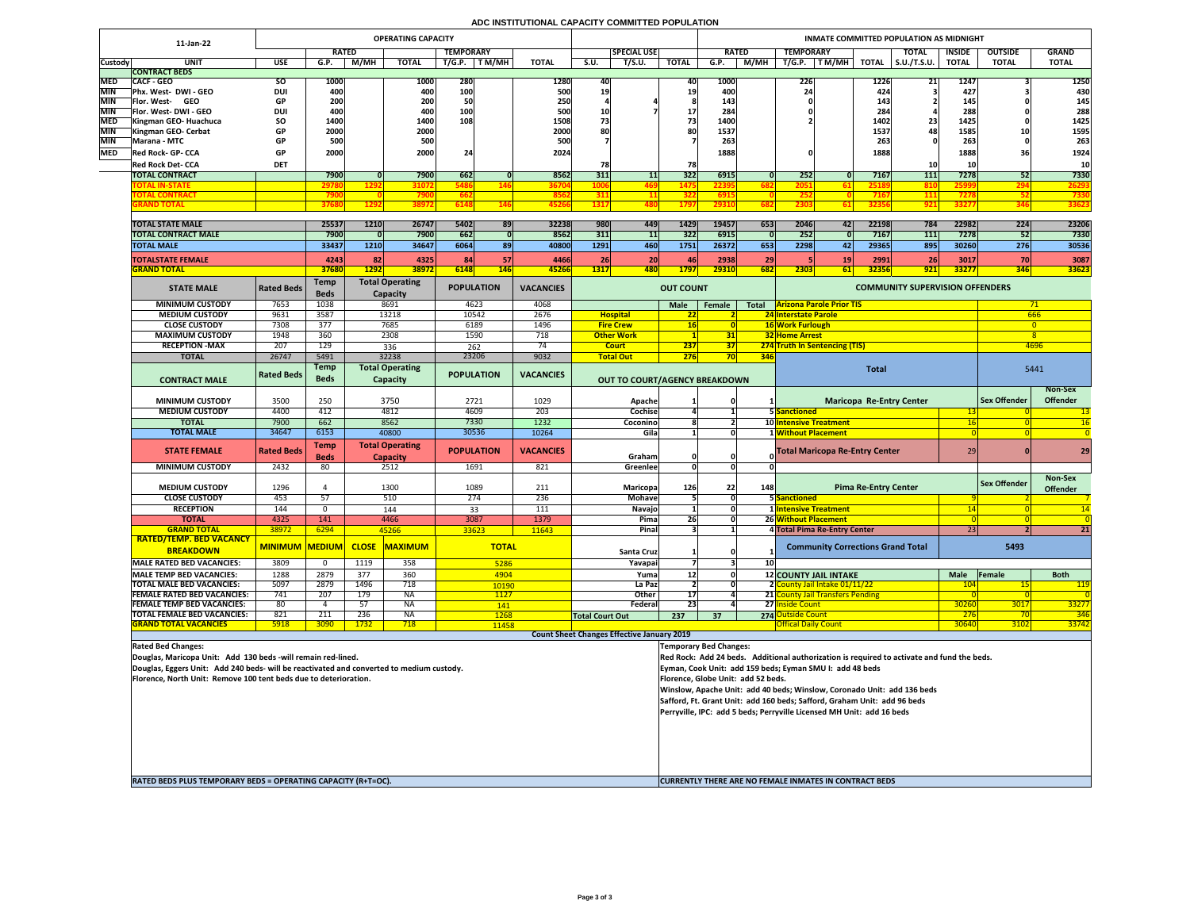# ADC INSTITUTIONAL CAPACITY COMMITTED POPULATION

| 11-Jan-22 | | | OPERATING CAPACITY | | | | | | | | | INMATE COMMITTED POPULATION AS MIDNIGHT | | | | | | | | | |
|---|---|---|---|---|---|---|---|---|---|---|---|---|---|---|---|---|---|---|---|---|---|
| | | | RATED | | | TEMPORARY | | | | SPECIAL USE | | RATED | | TEMPORARY | | | TOTAL | INSIDE | OUTSIDE | GRAND |
| Custody | UNIT | USE | G.P. | M/MH | TOTAL | T/G.P. | T M/MH | TOTAL | S.U. | T/S.U. | TOTAL | G.P. | M/MH | T/G.P. | T M/MH | TOTAL | S.U./T.S.U. | TOTAL | TOTAL | TOTAL |
| | **CONTRACT BEDS** | | | | | | | | | | | | | | | | | | | |
| MED | CACF - GEO | SO | 1000 | | 1000 | 280 | | 1280 | 40 | | 40 | 1000 | | 226 | | 1226 | 21 | 1247 | 3 | 1250 |
| MIN | Phx. West- DWI - GEO | DUI | 400 | | 400 | 100 | | 500 | 19 | | 19 | 400 | | 24 | | 424 | 3 | 427 | 3 | 430 |
| MIN | Flor. West- GEO | GP | 200 | | 200 | 50 | | 250 | 4 | 4 | 8 | 143 | | 0 | | 143 | 2 | 145 | 0 | 145 |
| MIN | Flor. West- DWI - GEO | DUI | 400 | | 400 | 100 | | 500 | 10 | 7 | 17 | 284 | | 0 | | 284 | 4 | 288 | 0 | 288 |
| MED | Kingman GEO- Huachuca | SO | 1400 | | 1400 | 108 | | 1508 | 73 | | 73 | 1400 | | 2 | | 1402 | 23 | 1425 | 0 | 1425 |
| MIN | Kingman GEO- Cerbat | GP | 2000 | | 2000 | | | 2000 | 80 | | 80 | 1537 | | | | 1537 | 48 | 1585 | 10 | 1595 |
| MIN | Marana - MTC | GP | 500 | | 500 | | | 500 | 7 | | 7 | 263 | | | | 263 | 0 | 263 | 0 | 263 |
| MED | Red Rock- GP- CCA | GP | 2000 | | 2000 | 24 | | 2024 | | | | 1888 | | 0 | | 1888 | | 1888 | 36 | 1924 |
| | Red Rock Det- CCA | DET | | | | | | | 78 | | 78 | | | | | | 10 | 10 | | 10 |
| | **TOTAL CONTRACT** | | 7900 | 0 | 7900 | 662 | 0 | 8562 | 311 | 11 | 322 | 6915 | 0 | 252 | 0 | 7167 | 111 | 7278 | 52 | 7330 |
| | **TOTAL IN-STATE** | | 29780 | 1292 | 31072 | 5486 | 146 | 36704 | 1006 | 469 | 1475 | 22395 | 682 | 2051 | 61 | 25189 | 810 | 25999 | 294 | 26293 |
| | **TOTAL CONTRACT** | | 7900 | 0 | 7900 | 662 | 0 | 8562 | 311 | 11 | 322 | 6915 | 0 | 252 | 0 | 7167 | 111 | 7278 | 52 | 7330 |
| | **GRAND TOTAL** | | 37680 | 1292 | 38972 | 6148 | 146 | 45266 | 1317 | 480 | 1797 | 29310 | 682 | 2303 | 61 | 32356 | 921 | 33277 | 346 | 33623 |
| | **TOTAL STATE MALE** | | 25537 | 1210 | 26747 | 5402 | 89 | 32238 | 980 | 449 | 1429 | 19457 | 653 | 2046 | 42 | 22198 | 784 | 22982 | 224 | 23206 |
| | **TOTAL CONTRACT MALE** | | 7900 | 0 | 7900 | 662 | 0 | 8562 | 311 | 11 | 322 | 6915 | 0 | 252 | 0 | 7167 | 111 | 7278 | 52 | 7330 |
| | **TOTAL MALE** | | 33437 | 1210 | 34647 | 6064 | 89 | 40800 | 1291 | 460 | 1751 | 26372 | 653 | 2298 | 42 | 29365 | 895 | 30260 | 276 | 30536 |
| | **TOTALSTATE FEMALE** | | 4243 | 82 | 4325 | 84 | 57 | 4466 | 26 | 20 | 46 | 2938 | 29 | 5 | 19 | 2991 | 26 | 3017 | 70 | 3087 |
| | **GRAND TOTAL** | | 37680 | 1292 | 38972 | 6148 | 146 | 45266 | 1317 | 480 | 1797 | 29310 | 682 | 2303 | 61 | 32356 | 921 | 33277 | 346 | 33623 |

| STATE MALE | Rated Beds | Temp Beds | Total Operating Capacity | POPULATION | VACANCIES |
|---|---|---|---|---|---|
| MINIMUM CUSTODY | 7653 | 1038 | 8691 | 4623 | 4068 |
| MEDIUM CUSTODY | 9631 | 3587 | 13218 | 10542 | 2676 |
| CLOSE CUSTODY | 7308 | 377 | 7685 | 6189 | 1496 |
| MAXIMUM CUSTODY | 1948 | 360 | 2308 | 1590 | 718 |
| RECEPTION -MAX | 207 | 129 | 336 | 262 | 74 |
| TOTAL | 26747 | 5491 | 32238 | 23206 | 9032 |
| **CONTRACT MALE** | **Rated Beds** | **Temp Beds** | **Total Operating Capacity** | **POPULATION** | **VACANCIES** |
| MINIMUM CUSTODY | 3500 | 250 | 3750 | 2721 | 1029 |
| MEDIUM CUSTODY | 4400 | 412 | 4812 | 4609 | 203 |
| TOTAL | 7900 | 662 | 8562 | 7330 | 1232 |
| TOTAL MALE | 34647 | 6153 | 40800 | 30536 | 10264 |
| **STATE FEMALE** | **Rated Beds** | **Temp Beds** | **Total Operating Capacity** | **POPULATION** | **VACANCIES** |
| MINIMUM CUSTODY | 2432 | 80 | 2512 | 1691 | 821 |
| MEDIUM CUSTODY | 1296 | 4 | 1300 | 1089 | 211 |
| CLOSE CUSTODY | 453 | 57 | 510 | 274 | 236 |
| RECEPTION | 144 | 0 | 144 | 33 | 111 |
| TOTAL | 4325 | 141 | 4466 | 3087 | 1379 |
| GRAND TOTAL | 38972 | 6294 | 45266 | 33623 | 11643 |

| RATED/TEMP. BED VACANCY BREAKDOWN | MINIMUM | MEDIUM | CLOSE | MAXIMUM | TOTAL |
|---|---|---|---|---|---|
| MALE RATED BED VACANCIES: | 3809 | 0 | 1119 | 358 | 5286 |
| MALE TEMP BED VACANCIES: | 1288 | 2879 | 377 | 360 | 4904 |
| TOTAL MALE BED VACANCIES: | 5097 | 2879 | 1496 | 718 | 10190 |
| FEMALE RATED BED VACANCIES: | 741 | 207 | 179 | NA | 1127 |
| FEMALE TEMP BED VACANCIES: | 80 | 4 | 57 | NA | 141 |
| TOTAL FEMALE BED VACANCIES: | 821 | 211 | 236 | NA | 1268 |
| GRAND TOTAL VACANCIES | 5918 | 3090 | 1732 | 718 | 11458 |

| OUT COUNT | Male | Female | Total |
|---|---|---|---|
| Hospital | 22 | 2 | 24 |
| Fire Crew | 16 | 0 | 16 |
| Other Work | 1 | 31 | 32 |
| Court | 237 | 37 | 274 |
| Total Out | 276 | 70 | 346 |

| OUT TO COURT/AGENCY BREAKDOWN | | | |
|---|---|---|---|
| Apache | 1 | 0 | 1 |
| Cochise | 4 | 1 | 5 |
| Coconino | 8 | 2 | 10 |
| Gila | 1 | 0 | 1 |
| Graham | 0 | 0 | 0 |
| Greenlee | 0 | 0 | 0 |
| Maricopa | 126 | 22 | 148 |
| Mohave | 5 | 0 | 5 |
| Navajo | 1 | 0 | 1 |
| Pima | 26 | 0 | 26 |
| Pinal | 3 | 1 | 4 |
| Santa Cruz | 1 | 0 | 1 |
| Yavapai | 7 | 3 | 10 |
| Yuma | 12 | 0 | 12 |
| La Paz | 2 | 0 | 2 |
| Other | 17 | 4 | 21 |
| Federal | 23 | 4 | 27 |
| Total Court Out | 237 | 37 | 274 |

| COMMUNITY SUPERVISION OFFENDERS | |
|---|---|
| Arizona Parole Prior TIS | 71 |
| Interstate Parole | 666 |
| Work Furlough | 0 |
| Home Arrest | 8 |
| Truth In Sentencing (TIS) | 4696 |
| Total | 5441 |

| Maricopa Re-Entry Center | | Sex Offender | Non-Sex Offender |
|---|---|---|---|
| Sanctioned | 13 | 0 | 13 |
| Intensive Treatment | 16 | 0 | 16 |
| Without Placement | 0 | 0 | 0 |
| Total Maricopa Re-Entry Center | 29 | 0 | 29 |

| Pima Re-Entry Center | | Sex Offender | Non-Sex Offender |
|---|---|---|---|
| Sanctioned | 9 | 2 | 7 |
| Intensive Treatment | 14 | 0 | 14 |
| Without Placement | 0 | 0 | 0 |
| Total Pima Re-Entry Center | 23 | 2 | 21 |
| Community Corrections Grand Total | 5493 | | |

| COUNTY JAIL INTAKE | Male | Female | Both |
|---|---|---|---|
| County Jail Intake 01/11/22 | 104 | 15 | 119 |
| County Jail Transfers Pending | 0 | 0 | 0 |
| Inside Count | 30260 | 3017 | 33277 |
| Outside Count | 276 | 70 | 346 |
| Offical Daily Count | 30640 | 3102 | 33742 |

**Count Sheet Changes Effective January 2019**

**Rated Bed Changes:**

Douglas, Maricopa Unit: Add 130 beds -will remain red-lined.

Douglas, Eggers Unit: Add 240 beds- will be reactivated and converted to medium custody.

Florence, North Unit: Remove 100 tent beds due to deterioration.

**Temporary Bed Changes:**

Red Rock: Add 24 beds. Additional authorization is required to activate and fund the beds.

Eyman, Cook Unit: add 159 beds; Eyman SMU I: add 48 beds

Florence, Globe Unit: add 52 beds.

Winslow, Apache Unit: add 40 beds; Winslow, Coronado Unit: add 136 beds

Safford, Ft. Grant Unit: add 160 beds; Safford, Graham Unit: add 96 beds

Perryville, IPC: add 5 beds; Perryville Licensed MH Unit: add 16 beds

RATED BEDS PLUS TEMPORARY BEDS = OPERATING CAPACITY (R+T=OC).

CURRENTLY THERE ARE NO FEMALE INMATES IN CONTRACT BEDS